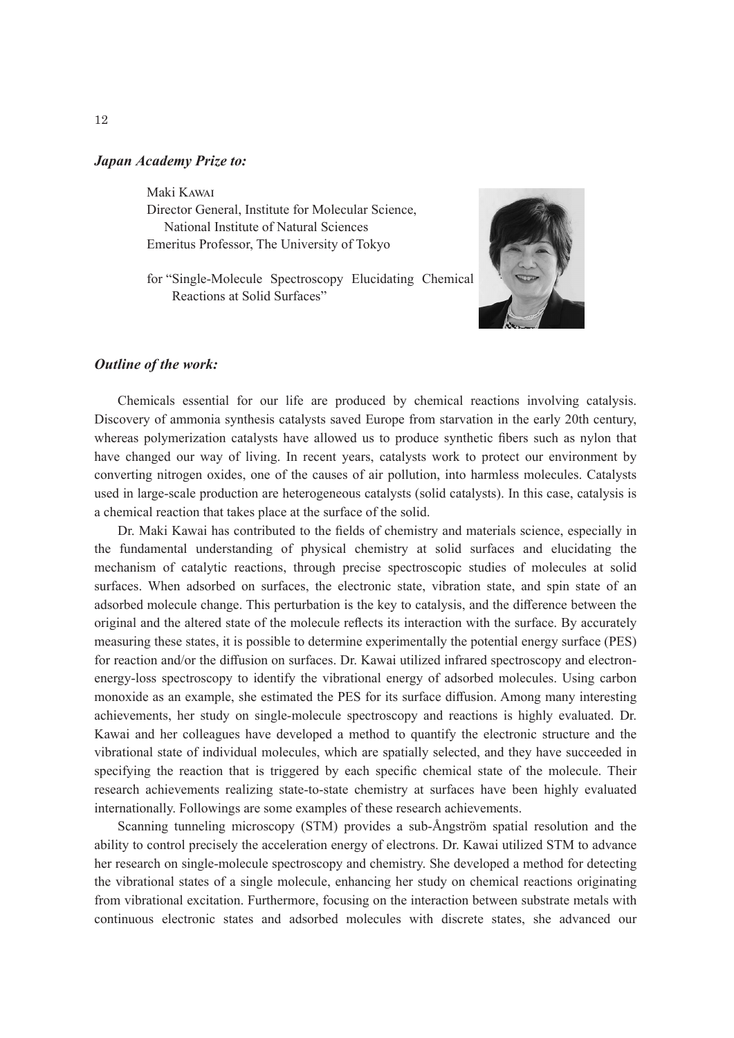### *Japan Academy Prize to:*

Maki Kawai
Director General, Institute for Molecular Science, National Institute of Natural Sciences
Emeritus Professor, The University of Tokyo

for "Single-Molecule Spectroscopy Elucidating Chemical Reactions at Solid Surfaces"

### *Outline of the work:*

Chemicals essential for our life are produced by chemical reactions involving catalysis. Discovery of ammonia synthesis catalysts saved Europe from starvation in the early 20th century, whereas polymerization catalysts have allowed us to produce synthetic fibers such as nylon that have changed our way of living. In recent years, catalysts work to protect our environment by converting nitrogen oxides, one of the causes of air pollution, into harmless molecules. Catalysts used in large-scale production are heterogeneous catalysts (solid catalysts). In this case, catalysis is a chemical reaction that takes place at the surface of the solid.

Dr. Maki Kawai has contributed to the fields of chemistry and materials science, especially in the fundamental understanding of physical chemistry at solid surfaces and elucidating the mechanism of catalytic reactions, through precise spectroscopic studies of molecules at solid surfaces. When adsorbed on surfaces, the electronic state, vibration state, and spin state of an adsorbed molecule change. This perturbation is the key to catalysis, and the difference between the original and the altered state of the molecule reflects its interaction with the surface. By accurately measuring these states, it is possible to determine experimentally the potential energy surface (PES) for reaction and/or the diffusion on surfaces. Dr. Kawai utilized infrared spectroscopy and electron-energy-loss spectroscopy to identify the vibrational energy of adsorbed molecules. Using carbon monoxide as an example, she estimated the PES for its surface diffusion. Among many interesting achievements, her study on single-molecule spectroscopy and reactions is highly evaluated. Dr. Kawai and her colleagues have developed a method to quantify the electronic structure and the vibrational state of individual molecules, which are spatially selected, and they have succeeded in specifying the reaction that is triggered by each specific chemical state of the molecule. Their research achievements realizing state-to-state chemistry at surfaces have been highly evaluated internationally. Followings are some examples of these research achievements.

Scanning tunneling microscopy (STM) provides a sub-Ångström spatial resolution and the ability to control precisely the acceleration energy of electrons. Dr. Kawai utilized STM to advance her research on single-molecule spectroscopy and chemistry. She developed a method for detecting the vibrational states of a single molecule, enhancing her study on chemical reactions originating from vibrational excitation. Furthermore, focusing on the interaction between substrate metals with continuous electronic states and adsorbed molecules with discrete states, she advanced our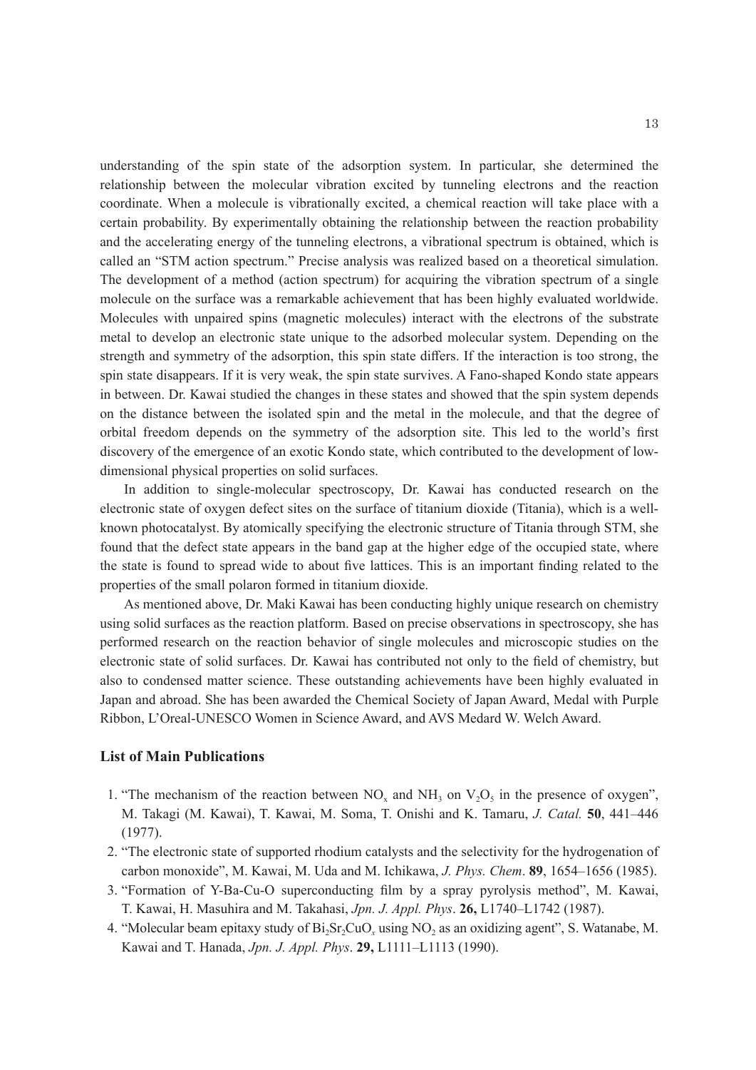understanding of the spin state of the adsorption system. In particular, she determined the relationship between the molecular vibration excited by tunneling electrons and the reaction coordinate. When a molecule is vibrationally excited, a chemical reaction will take place with a certain probability. By experimentally obtaining the relationship between the reaction probability and the accelerating energy of the tunneling electrons, a vibrational spectrum is obtained, which is called an "STM action spectrum." Precise analysis was realized based on a theoretical simulation. The development of a method (action spectrum) for acquiring the vibration spectrum of a single molecule on the surface was a remarkable achievement that has been highly evaluated worldwide. Molecules with unpaired spins (magnetic molecules) interact with the electrons of the substrate metal to develop an electronic state unique to the adsorbed molecular system. Depending on the strength and symmetry of the adsorption, this spin state differs. If the interaction is too strong, the spin state disappears. If it is very weak, the spin state survives. A Fano-shaped Kondo state appears in between. Dr. Kawai studied the changes in these states and showed that the spin system depends on the distance between the isolated spin and the metal in the molecule, and that the degree of orbital freedom depends on the symmetry of the adsorption site. This led to the world's first discovery of the emergence of an exotic Kondo state, which contributed to the development of low-dimensional physical properties on solid surfaces.

In addition to single-molecular spectroscopy, Dr. Kawai has conducted research on the electronic state of oxygen defect sites on the surface of titanium dioxide (Titania), which is a well-known photocatalyst. By atomically specifying the electronic structure of Titania through STM, she found that the defect state appears in the band gap at the higher edge of the occupied state, where the state is found to spread wide to about five lattices. This is an important finding related to the properties of the small polaron formed in titanium dioxide.

As mentioned above, Dr. Maki Kawai has been conducting highly unique research on chemistry using solid surfaces as the reaction platform. Based on precise observations in spectroscopy, she has performed research on the reaction behavior of single molecules and microscopic studies on the electronic state of solid surfaces. Dr. Kawai has contributed not only to the field of chemistry, but also to condensed matter science. These outstanding achievements have been highly evaluated in Japan and abroad. She has been awarded the Chemical Society of Japan Award, Medal with Purple Ribbon, L'Oreal-UNESCO Women in Science Award, and AVS Medard W. Welch Award.

### List of Main Publications

1. "The mechanism of the reaction between $NO_x$ and $NH_3$ on $V_2O_5$ in the presence of oxygen", M. Takagi (M. Kawai), T. Kawai, M. Soma, T. Onishi and K. Tamaru, *J. Catal.* **50**, 441–446 (1977).
2. "The electronic state of supported rhodium catalysts and the selectivity for the hydrogenation of carbon monoxide", M. Kawai, M. Uda and M. Ichikawa, *J. Phys. Chem*. **89**, 1654–1656 (1985).
3. "Formation of Y-Ba-Cu-O superconducting film by a spray pyrolysis method", M. Kawai, T. Kawai, H. Masuhira and M. Takahasi, *Jpn. J. Appl. Phys*. **26,** L1740–L1742 (1987).
4. "Molecular beam epitaxy study of $Bi_2Sr_2CuO_x$ using $NO_2$ as an oxidizing agent", S. Watanabe, M. Kawai and T. Hanada, *Jpn. J. Appl. Phys*. **29,** L1111–L1113 (1990).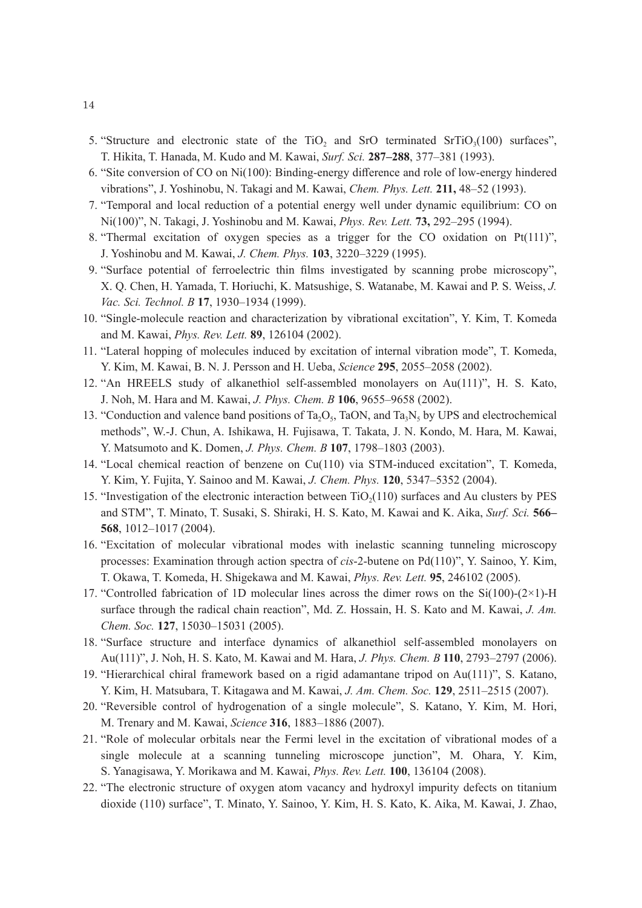5. "Structure and electronic state of the $TiO_2$ and SrO terminated $SrTiO_3(100)$ surfaces", T. Hikita, T. Hanada, M. Kudo and M. Kawai, *Surf. Sci.* **287–288**, 377–381 (1993).
6. "Site conversion of CO on Ni(100): Binding-energy difference and role of low-energy hindered vibrations", J. Yoshinobu, N. Takagi and M. Kawai, *Chem. Phys. Lett.* **211,** 48–52 (1993).
7. "Temporal and local reduction of a potential energy well under dynamic equilibrium: CO on Ni(100)", N. Takagi, J. Yoshinobu and M. Kawai, *Phys. Rev. Lett.* **73,** 292–295 (1994).
8. "Thermal excitation of oxygen species as a trigger for the CO oxidation on Pt(111)", J. Yoshinobu and M. Kawai, *J. Chem. Phys.* **103**, 3220–3229 (1995).
9. "Surface potential of ferroelectric thin films investigated by scanning probe microscopy", X. Q. Chen, H. Yamada, T. Horiuchi, K. Matsushige, S. Watanabe, M. Kawai and P. S. Weiss, *J. Vac. Sci. Technol. B* **17**, 1930–1934 (1999).
10. "Single-molecule reaction and characterization by vibrational excitation", Y. Kim, T. Komeda and M. Kawai, *Phys. Rev. Lett.* **89**, 126104 (2002).
11. "Lateral hopping of molecules induced by excitation of internal vibration mode", T. Komeda, Y. Kim, M. Kawai, B. N. J. Persson and H. Ueba, *Science* **295**, 2055–2058 (2002).
12. "An HREELS study of alkanethiol self-assembled monolayers on Au(111)", H. S. Kato, J. Noh, M. Hara and M. Kawai, *J. Phys. Chem. B* **106**, 9655–9658 (2002).
13. "Conduction and valence band positions of $Ta_2O_5$, TaON, and $Ta_3N_5$ by UPS and electrochemical methods", W.-J. Chun, A. Ishikawa, H. Fujisawa, T. Takata, J. N. Kondo, M. Hara, M. Kawai, Y. Matsumoto and K. Domen, *J. Phys. Chem. B* **107**, 1798–1803 (2003).
14. "Local chemical reaction of benzene on Cu(110) via STM-induced excitation", T. Komeda, Y. Kim, Y. Fujita, Y. Sainoo and M. Kawai, *J. Chem. Phys.* **120**, 5347–5352 (2004).
15. "Investigation of the electronic interaction between $TiO_2(110)$ surfaces and Au clusters by PES and STM", T. Minato, T. Susaki, S. Shiraki, H. S. Kato, M. Kawai and K. Aika, *Surf. Sci.* **566–568**, 1012–1017 (2004).
16. "Excitation of molecular vibrational modes with inelastic scanning tunneling microscopy processes: Examination through action spectra of *cis*-2-butene on Pd(110)", Y. Sainoo, Y. Kim, T. Okawa, T. Komeda, H. Shigekawa and M. Kawai, *Phys. Rev. Lett.* **95**, 246102 (2005).
17. "Controlled fabrication of 1D molecular lines across the dimer rows on the Si(100)-(2×1)-H surface through the radical chain reaction", Md. Z. Hossain, H. S. Kato and M. Kawai, *J. Am. Chem. Soc.* **127**, 15030–15031 (2005).
18. "Surface structure and interface dynamics of alkanethiol self-assembled monolayers on Au(111)", J. Noh, H. S. Kato, M. Kawai and M. Hara, *J. Phys. Chem. B* **110**, 2793–2797 (2006).
19. "Hierarchical chiral framework based on a rigid adamantane tripod on Au(111)", S. Katano, Y. Kim, H. Matsubara, T. Kitagawa and M. Kawai, *J. Am. Chem. Soc.* **129**, 2511–2515 (2007).
20. "Reversible control of hydrogenation of a single molecule", S. Katano, Y. Kim, M. Hori, M. Trenary and M. Kawai, *Science* **316**, 1883–1886 (2007).
21. "Role of molecular orbitals near the Fermi level in the excitation of vibrational modes of a single molecule at a scanning tunneling microscope junction", M. Ohara, Y. Kim, S. Yanagisawa, Y. Morikawa and M. Kawai, *Phys. Rev. Lett.* **100**, 136104 (2008).
22. "The electronic structure of oxygen atom vacancy and hydroxyl impurity defects on titanium dioxide (110) surface", T. Minato, Y. Sainoo, Y. Kim, H. S. Kato, K. Aika, M. Kawai, J. Zhao,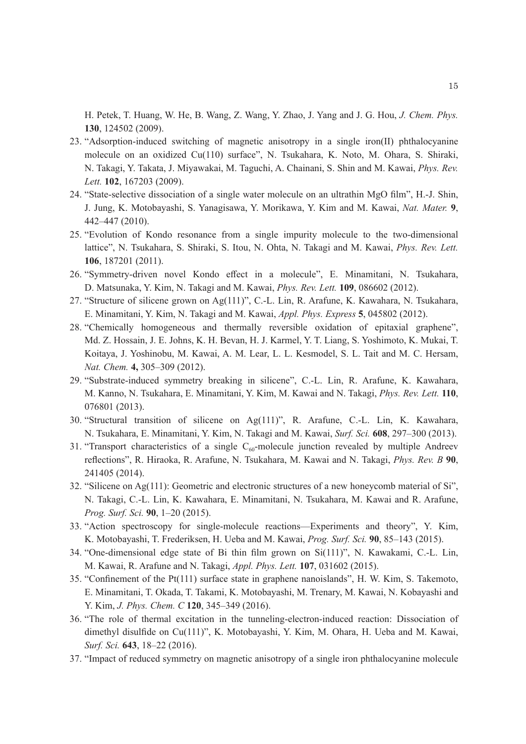H. Petek, T. Huang, W. He, B. Wang, Z. Wang, Y. Zhao, J. Yang and J. G. Hou, *J. Chem. Phys.* **130**, 124502 (2009).

23. "Adsorption-induced switching of magnetic anisotropy in a single iron(II) phthalocyanine molecule on an oxidized Cu(110) surface", N. Tsukahara, K. Noto, M. Ohara, S. Shiraki, N. Takagi, Y. Takata, J. Miyawakai, M. Taguchi, A. Chainani, S. Shin and M. Kawai, *Phys. Rev. Lett.* **102**, 167203 (2009).
24. "State-selective dissociation of a single water molecule on an ultrathin MgO film", H.-J. Shin, J. Jung, K. Motobayashi, S. Yanagisawa, Y. Morikawa, Y. Kim and M. Kawai, *Nat. Mater.* **9**, 442–447 (2010).
25. "Evolution of Kondo resonance from a single impurity molecule to the two-dimensional lattice", N. Tsukahara, S. Shiraki, S. Itou, N. Ohta, N. Takagi and M. Kawai, *Phys. Rev. Lett.* **106**, 187201 (2011).
26. "Symmetry-driven novel Kondo effect in a molecule", E. Minamitani, N. Tsukahara, D. Matsunaka, Y. Kim, N. Takagi and M. Kawai, *Phys. Rev. Lett.* **109**, 086602 (2012).
27. "Structure of silicene grown on Ag(111)", C.-L. Lin, R. Arafune, K. Kawahara, N. Tsukahara, E. Minamitani, Y. Kim, N. Takagi and M. Kawai, *Appl. Phys. Express* **5**, 045802 (2012).
28. "Chemically homogeneous and thermally reversible oxidation of epitaxial graphene", Md. Z. Hossain, J. E. Johns, K. H. Bevan, H. J. Karmel, Y. T. Liang, S. Yoshimoto, K. Mukai, T. Koitaya, J. Yoshinobu, M. Kawai, A. M. Lear, L. L. Kesmodel, S. L. Tait and M. C. Hersam, *Nat. Chem.* **4,** 305–309 (2012).
29. "Substrate-induced symmetry breaking in silicene", C.-L. Lin, R. Arafune, K. Kawahara, M. Kanno, N. Tsukahara, E. Minamitani, Y. Kim, M. Kawai and N. Takagi, *Phys. Rev. Lett.* **110**, 076801 (2013).
30. "Structural transition of silicene on Ag(111)", R. Arafune, C.-L. Lin, K. Kawahara, N. Tsukahara, E. Minamitani, Y. Kim, N. Takagi and M. Kawai, *Surf. Sci.* **608**, 297–300 (2013).
31. "Transport characteristics of a single $C_{60}$-molecule junction revealed by multiple Andreev reflections", R. Hiraoka, R. Arafune, N. Tsukahara, M. Kawai and N. Takagi, *Phys. Rev. B* **90**, 241405 (2014).
32. "Silicene on Ag(111): Geometric and electronic structures of a new honeycomb material of Si", N. Takagi, C.-L. Lin, K. Kawahara, E. Minamitani, N. Tsukahara, M. Kawai and R. Arafune, *Prog. Surf. Sci.* **90**, 1–20 (2015).
33. "Action spectroscopy for single-molecule reactions—Experiments and theory", Y. Kim, K. Motobayashi, T. Frederiksen, H. Ueba and M. Kawai, *Prog. Surf. Sci.* **90**, 85–143 (2015).
34. "One-dimensional edge state of Bi thin film grown on Si(111)", N. Kawakami, C.-L. Lin, M. Kawai, R. Arafune and N. Takagi, *Appl. Phys. Lett.* **107**, 031602 (2015).
35. "Confinement of the Pt(111) surface state in graphene nanoislands", H. W. Kim, S. Takemoto, E. Minamitani, T. Okada, T. Takami, K. Motobayashi, M. Trenary, M. Kawai, N. Kobayashi and Y. Kim, *J. Phys. Chem. C* **120**, 345–349 (2016).
36. "The role of thermal excitation in the tunneling-electron-induced reaction: Dissociation of dimethyl disulfide on Cu(111)", K. Motobayashi, Y. Kim, M. Ohara, H. Ueba and M. Kawai, *Surf. Sci.* **643**, 18–22 (2016).
37. "Impact of reduced symmetry on magnetic anisotropy of a single iron phthalocyanine molecule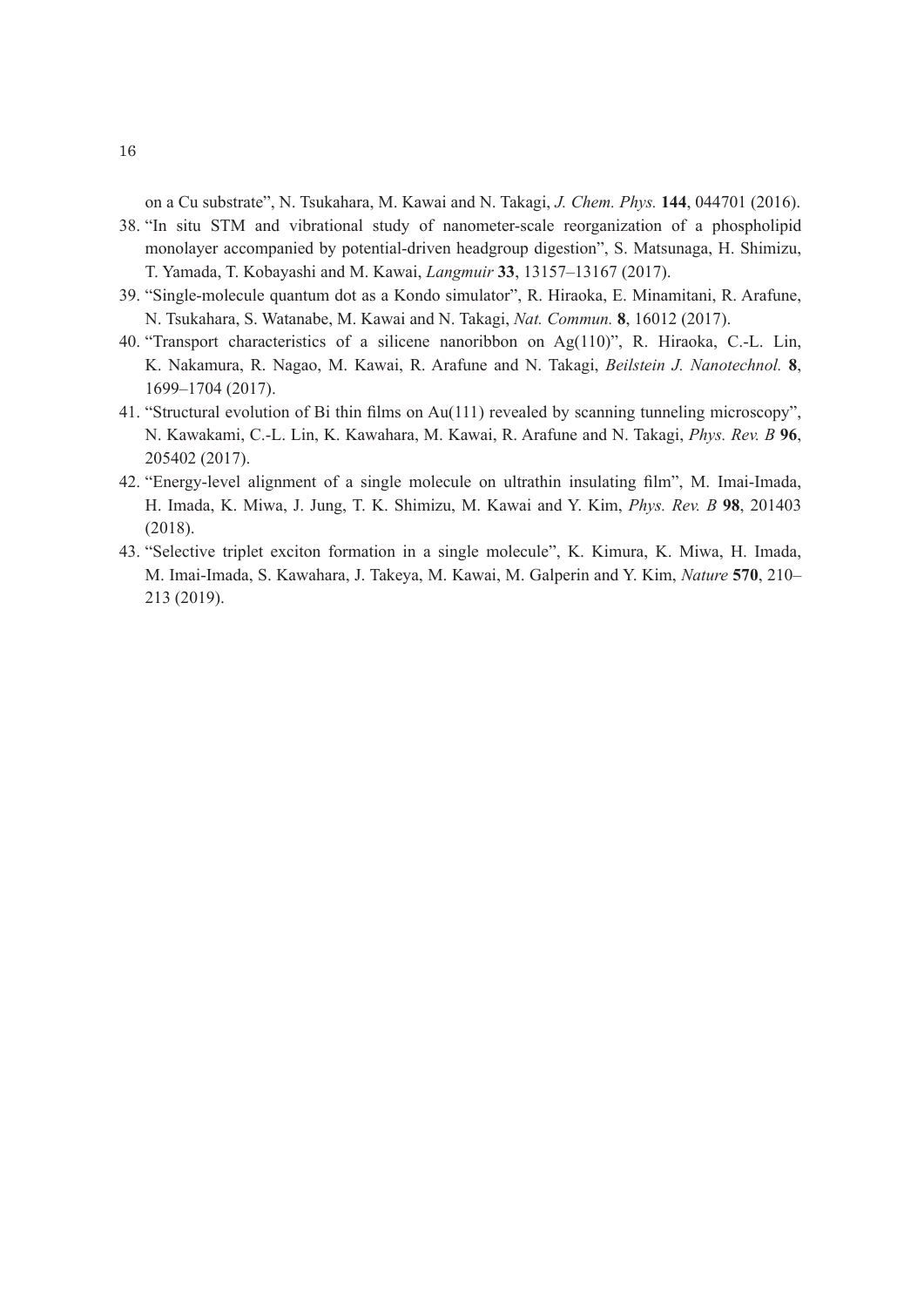on a Cu substrate", N. Tsukahara, M. Kawai and N. Takagi, *J. Chem. Phys.* **144**, 044701 (2016).

38. "In situ STM and vibrational study of nanometer-scale reorganization of a phospholipid monolayer accompanied by potential-driven headgroup digestion", S. Matsunaga, H. Shimizu, T. Yamada, T. Kobayashi and M. Kawai, *Langmuir* **33**, 13157–13167 (2017).
39. "Single-molecule quantum dot as a Kondo simulator", R. Hiraoka, E. Minamitani, R. Arafune, N. Tsukahara, S. Watanabe, M. Kawai and N. Takagi, *Nat. Commun.* **8**, 16012 (2017).
40. "Transport characteristics of a silicene nanoribbon on Ag(110)", R. Hiraoka, C.-L. Lin, K. Nakamura, R. Nagao, M. Kawai, R. Arafune and N. Takagi, *Beilstein J. Nanotechnol.* **8**, 1699–1704 (2017).
41. "Structural evolution of Bi thin films on Au(111) revealed by scanning tunneling microscopy", N. Kawakami, C.-L. Lin, K. Kawahara, M. Kawai, R. Arafune and N. Takagi, *Phys. Rev. B* **96**, 205402 (2017).
42. "Energy-level alignment of a single molecule on ultrathin insulating film", M. Imai-Imada, H. Imada, K. Miwa, J. Jung, T. K. Shimizu, M. Kawai and Y. Kim, *Phys. Rev. B* **98**, 201403 (2018).
43. "Selective triplet exciton formation in a single molecule", K. Kimura, K. Miwa, H. Imada, M. Imai-Imada, S. Kawahara, J. Takeya, M. Kawai, M. Galperin and Y. Kim, *Nature* **570**, 210–213 (2019).